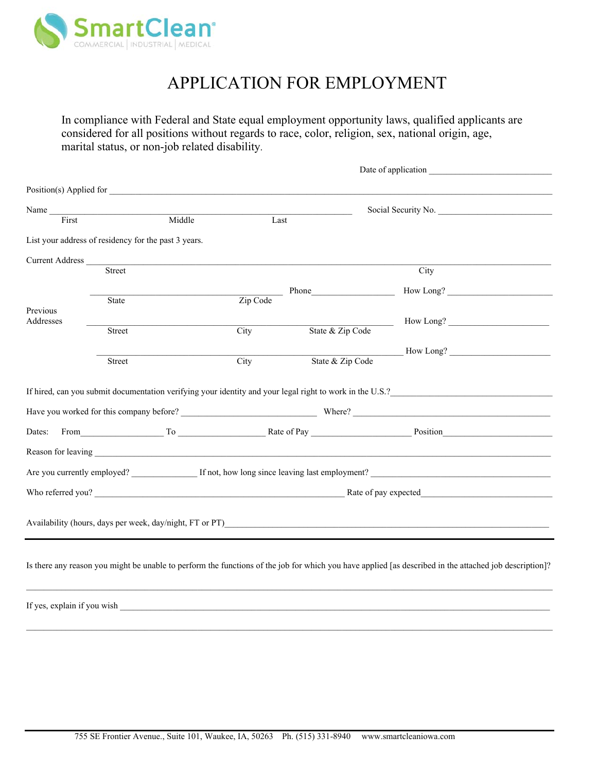SmartClean®
COMMERCIAL | INDUSTRIAL | MEDICAL

# APPLICATION FOR EMPLOYMENT

In compliance with Federal and State equal employment opportunity laws, qualified applicants are considered for all positions without regards to race, color, religion, sex, national origin, age, marital status, or non-job related disability.

Date of application ___________________________

Position(s) Applied for ___________________________________________________________

Name ___________________________________________________ Social Security No. _____________________
First Middle Last

List your address of residency for the past 3 years.

Current Address _______________________________________________________________
Street City

_____________________________ Phone_______________ How Long? ___________________
State Zip Code

Previous Addresses

_____________________________________________________ How Long? ___________________
Street City State & Zip Code

_____________________________________________________ How Long? ___________________
Street City State & Zip Code

If hired, can you submit documentation verifying your identity and your legal right to work in the U.S.?_____________________

Have you worked for this company before? _______________________ Where? ___________________________________

Dates: From_______________ To _______________ Rate of Pay __________________ Position____________________

Reason for leaving _______________________________________________________________

Are you currently employed? ____________ If not, how long since leaving last employment? ___________________________

Who referred you? ______________________________________________ Rate of pay expected_______________________

Availability (hours, days per week, day/night, FT or PT)_______________________________________________

---

Is there any reason you might be unable to perform the functions of the job for which you have applied [as described in the attached job description]?

_______________________________________________________________________________

If yes, explain if you wish ___________________________________________________________

_______________________________________________________________________________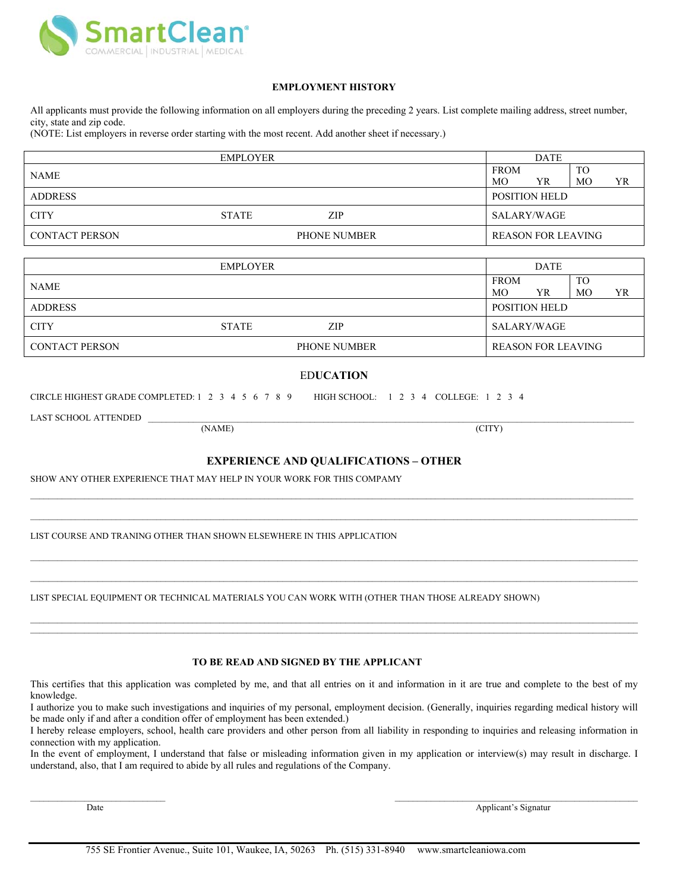SmartClean
COMMERCIAL | INDUSTRIAL | MEDICAL

## EMPLOYMENT HISTORY

All applicants must provide the following information on all employers during the preceding 2 years. List complete mailing address, street number, city, state and zip code.
(NOTE: List employers in reverse order starting with the most recent. Add another sheet if necessary.)

| EMPLOYER | | | DATE | |
|---|---|---|---|---|
| NAME | | | FROM MO YR | TO MO YR |
| ADDRESS | | | POSITION HELD | |
| CITY | STATE | ZIP | SALARY/WAGE | |
| CONTACT PERSON | | PHONE NUMBER | REASON FOR LEAVING | |

| EMPLOYER | | | DATE | |
|---|---|---|---|---|
| NAME | | | FROM MO YR | TO MO YR |
| ADDRESS | | | POSITION HELD | |
| CITY | STATE | ZIP | SALARY/WAGE | |
| CONTACT PERSON | | PHONE NUMBER | REASON FOR LEAVING | |

## EDUCATION

CIRCLE HIGHEST GRADE COMPLETED: 1 2 3 4 5 6 7 8 9 HIGH SCHOOL: 1 2 3 4 COLLEGE: 1 2 3 4

LAST SCHOOL ATTENDED ________________________________________________
(NAME) (CITY)

## EXPERIENCE AND QUALIFICATIONS – OTHER

SHOW ANY OTHER EXPERIENCE THAT MAY HELP IN YOUR WORK FOR THIS COMPAMY

________________________________________________

________________________________________________

LIST COURSE AND TRANING OTHER THAN SHOWN ELSEWHERE IN THIS APPLICATION

________________________________________________

________________________________________________

LIST SPECIAL EQUIPMENT OR TECHNICAL MATERIALS YOU CAN WORK WITH (OTHER THAN THOSE ALREADY SHOWN)

________________________________________________

________________________________________________

### TO BE READ AND SIGNED BY THE APPLICANT

This certifies that this application was completed by me, and that all entries on it and information in it are true and complete to the best of my knowledge.
I authorize you to make such investigations and inquiries of my personal, employment decision. (Generally, inquiries regarding medical history will be made only if and after a condition offer of employment has been extended.)
I hereby release employers, school, health care providers and other person from all liability in responding to inquiries and releasing information in connection with my application.
In the event of employment, I understand that false or misleading information given in my application or interview(s) may result in discharge. I understand, also, that I am required to abide by all rules and regulations of the Company.

______________________ ______________________
Date Applicant's Signatur

755 SE Frontier Avenue., Suite 101, Waukee, IA, 50263 Ph. (515) 331-8940 www.smartcleaniowa.com